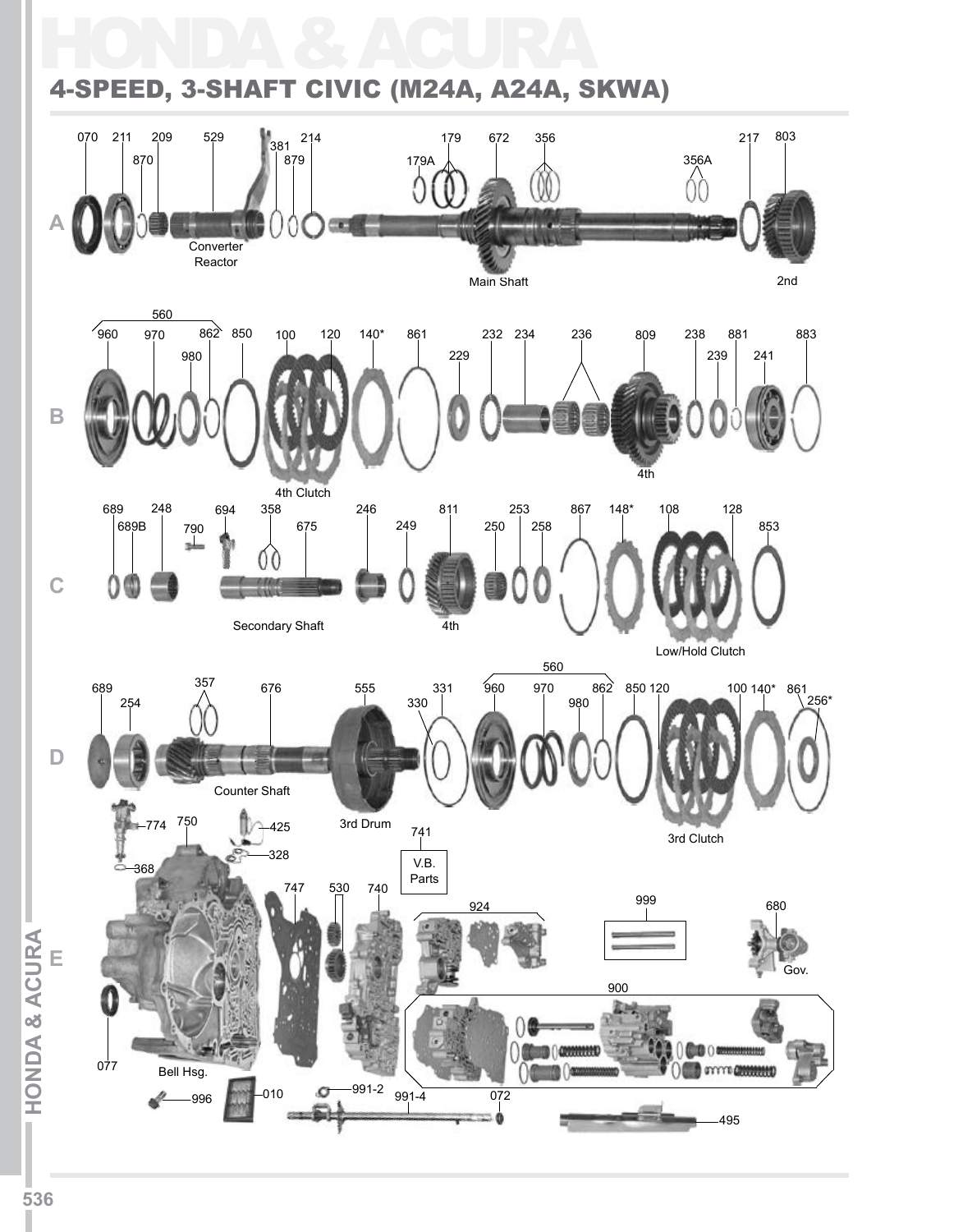# HONDA & ACURA

## 4-SPEED, 3-SHAFT CIVIC (M24A, A24A, SKWA)

A

070 211 209 529 381 214 870 879 179 672 356 179A 356A 217 803

Converter Reactor

Main Shaft

2nd

B

560

960 970 862 850 100 120 140* 861 229 232 234 236 809 238 881 883 980 239 241

4th Clutch

4th

C

689 248 694 358 246 811 253 867 148* 108 128 689B 790 675 249 250 258 853

Secondary Shaft

4th

Low/Hold Clutch

D

560

689 357 676 555 331 960 970 862 850 120 100 140* 861 254 330 980 256*

Counter Shaft

3rd Drum

3rd Clutch

E

774 750 425 328 368 741

V.B. Parts

747 530 740 924 999 680

Gov.

900

077

Bell Hsg.

996 010 991-2 991-4 072 495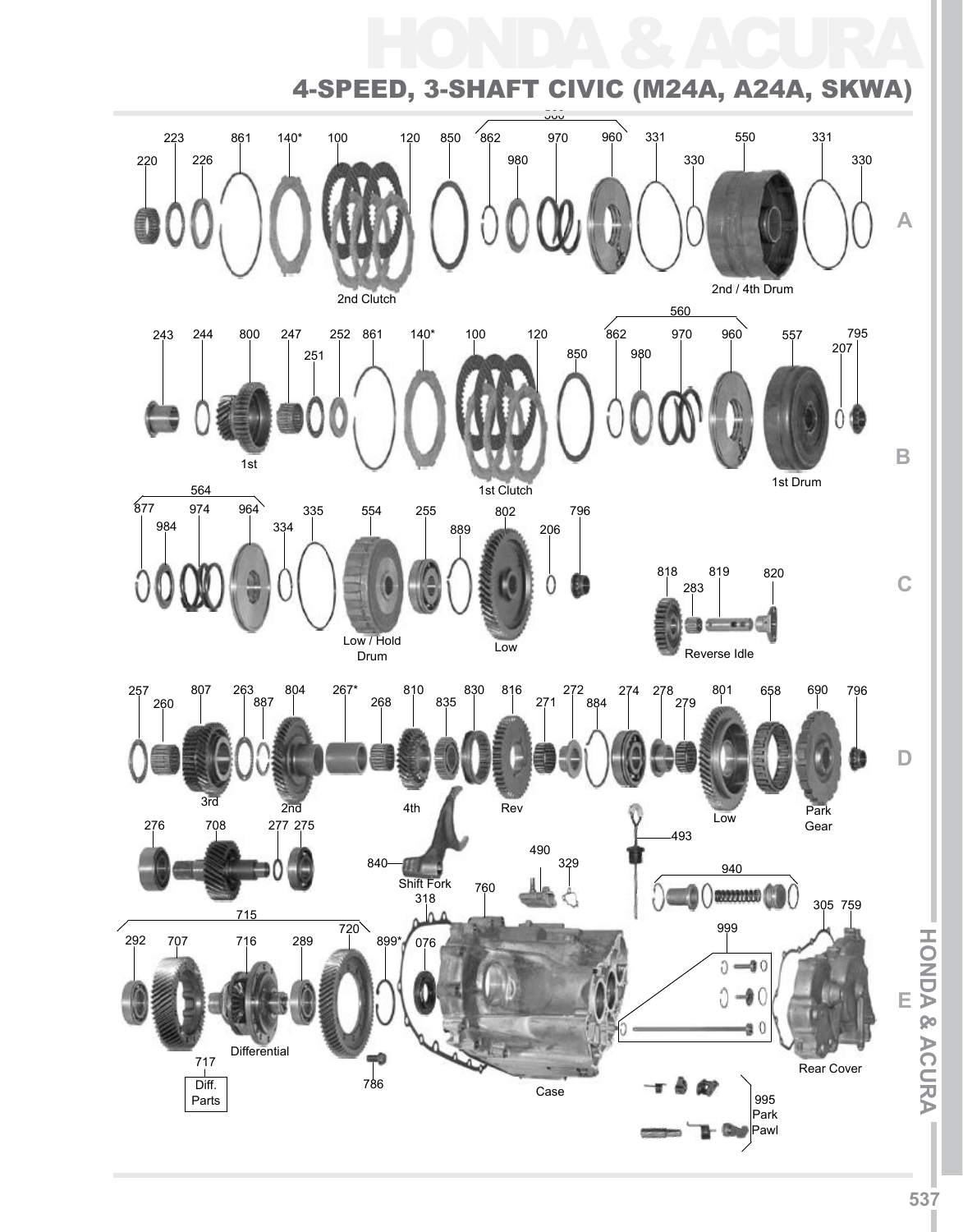# HONDA & ACURA

## 4-SPEED, 3-SHAFT CIVIC (M24A, A24A, SKWA)

220
223
226
861
140*
100
120
850
862
980
970
960
331
330
550
331
330

2nd Clutch

2nd / 4th Drum

A

243
244
800
247
251
252
861
140*
100
120
850
560
862
980
970
960
557
207
795

1st

1st Clutch

1st Drum

B

564
877
984
974
964
334
335
554
255
889
802
206
796

Low / Hold Drum

Low

818
283
819
820

Reverse Idle

C

257
260
807
263
887
804
267*
268
810
835
830
816
271
272
884
274
278
279
801
658
690
796

3rd

2nd

4th

Rev

Low

Park Gear

D

276
708
277
275

840
Shift Fork
318

490
329

493

940

760

715
292
707
716
289
720
899*
076

999

305
759

Differential

717
Diff. Parts

786

Case

Rear Cover

995
Park Pawl

E